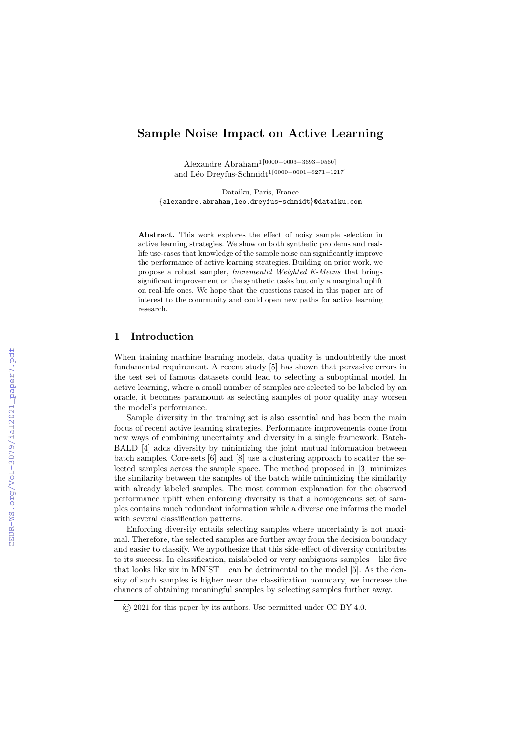# Sample Noise Impact on Active Learning

Alexandre Abraham[1[0000−0003−3693−0560]] and Léo Dreyfus-Schmidt[1[0000−0001−8271−1217]]

Dataiku, Paris, France
{alexandre.abraham,leo.dreyfus-schmidt}@dataiku.com

**Abstract.** This work explores the effect of noisy sample selection in active learning strategies. We show on both synthetic problems and real-life use-cases that knowledge of the sample noise can significantly improve the performance of active learning strategies. Building on prior work, we propose a robust sampler, *Incremental Weighted K-Means* that brings significant improvement on the synthetic tasks but only a marginal uplift on real-life ones. We hope that the questions raised in this paper are of interest to the community and could open new paths for active learning research.

## 1 Introduction

When training machine learning models, data quality is undoubtedly the most fundamental requirement. A recent study [5] has shown that pervasive errors in the test set of famous datasets could lead to selecting a suboptimal model. In active learning, where a small number of samples are selected to be labeled by an oracle, it becomes paramount as selecting samples of poor quality may worsen the model's performance.

Sample diversity in the training set is also essential and has been the main focus of recent active learning strategies. Performance improvements come from new ways of combining uncertainty and diversity in a single framework. Batch-BALD [4] adds diversity by minimizing the joint mutual information between batch samples. Core-sets [6] and [8] use a clustering approach to scatter the selected samples across the sample space. The method proposed in [3] minimizes the similarity between the samples of the batch while minimizing the similarity with already labeled samples. The most common explanation for the observed performance uplift when enforcing diversity is that a homogeneous set of samples contains much redundant information while a diverse one informs the model with several classification patterns.

Enforcing diversity entails selecting samples where uncertainty is not maximal. Therefore, the selected samples are further away from the decision boundary and easier to classify. We hypothesize that this side-effect of diversity contributes to its success. In classification, mislabeled or very ambiguous samples – like five that looks like six in MNIST – can be detrimental to the model [5]. As the density of such samples is higher near the classification boundary, we increase the chances of obtaining meaningful samples by selecting samples further away.

© 2021 for this paper by its authors. Use permitted under CC BY 4.0.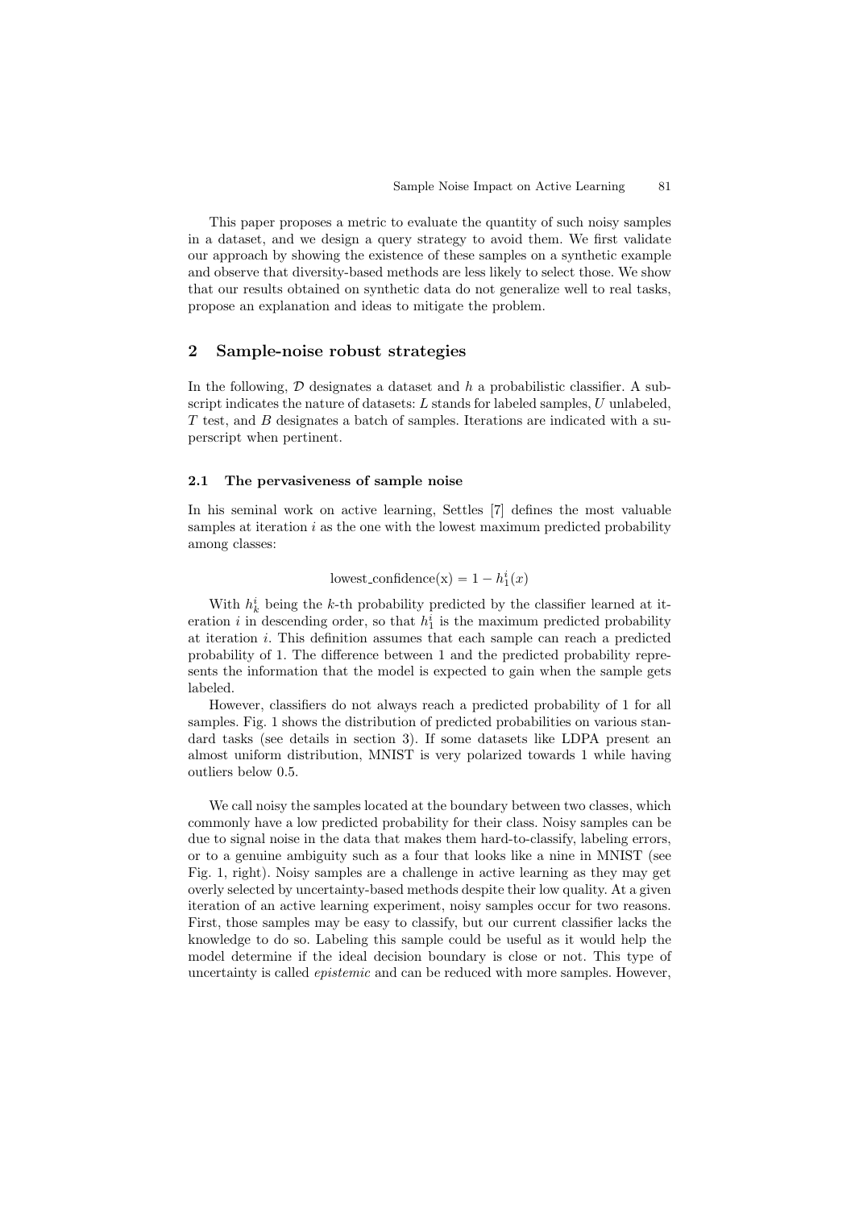This paper proposes a metric to evaluate the quantity of such noisy samples in a dataset, and we design a query strategy to avoid them. We first validate our approach by showing the existence of these samples on a synthetic example and observe that diversity-based methods are less likely to select those. We show that our results obtained on synthetic data do not generalize well to real tasks, propose an explanation and ideas to mitigate the problem.

## 2 Sample-noise robust strategies

In the following, $\mathcal{D}$ designates a dataset and $h$ a probabilistic classifier. A subscript indicates the nature of datasets: $L$ stands for labeled samples, $U$ unlabeled, $T$ test, and $B$ designates a batch of samples. Iterations are indicated with a superscript when pertinent.

### 2.1 The pervasiveness of sample noise

In his seminal work on active learning, Settles [7] defines the most valuable samples at iteration $i$ as the one with the lowest maximum predicted probability among classes:

$$\text{lowest\_confidence(x)} = 1 - h_1^i(x)$$

With $h_k^i$ being the $k$-th probability predicted by the classifier learned at iteration $i$ in descending order, so that $h_1^i$ is the maximum predicted probability at iteration $i$. This definition assumes that each sample can reach a predicted probability of 1. The difference between 1 and the predicted probability represents the information that the model is expected to gain when the sample gets labeled.

However, classifiers do not always reach a predicted probability of 1 for all samples. Fig. 1 shows the distribution of predicted probabilities on various standard tasks (see details in section 3). If some datasets like LDPA present an almost uniform distribution, MNIST is very polarized towards 1 while having outliers below 0.5.

We call noisy the samples located at the boundary between two classes, which commonly have a low predicted probability for their class. Noisy samples can be due to signal noise in the data that makes them hard-to-classify, labeling errors, or to a genuine ambiguity such as a four that looks like a nine in MNIST (see Fig. 1, right). Noisy samples are a challenge in active learning as they may get overly selected by uncertainty-based methods despite their low quality. At a given iteration of an active learning experiment, noisy samples occur for two reasons. First, those samples may be easy to classify, but our current classifier lacks the knowledge to do so. Labeling this sample could be useful as it would help the model determine if the ideal decision boundary is close or not. This type of uncertainty is called *epistemic* and can be reduced with more samples. However,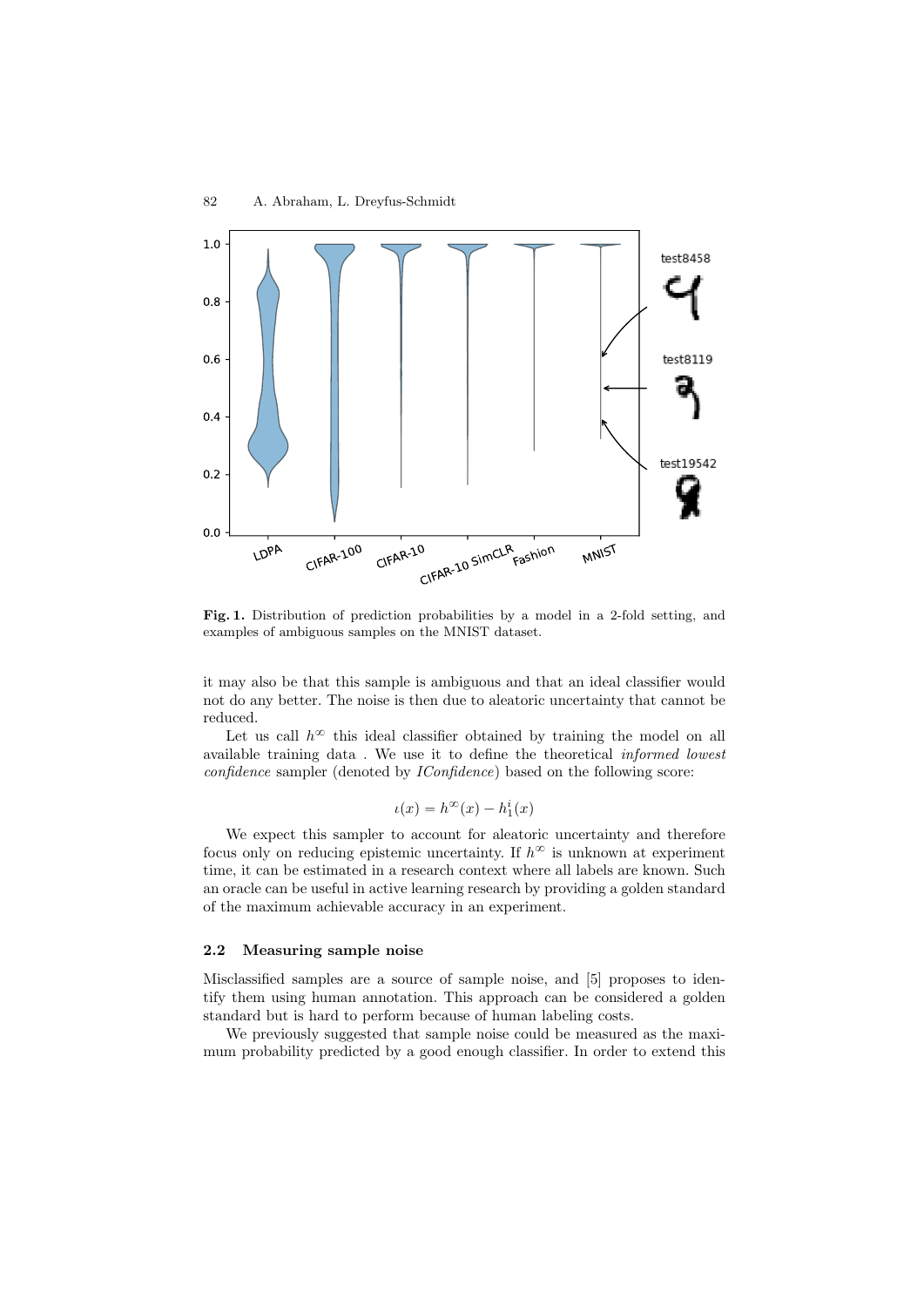Fig. 1. Distribution of prediction probabilities by a model in a 2-fold setting, and examples of ambiguous samples on the MNIST dataset.

it may also be that this sample is ambiguous and that an ideal classifier would not do any better. The noise is then due to aleatoric uncertainty that cannot be reduced.

Let us call $h^\infty$ this ideal classifier obtained by training the model on all available training data . We use it to define the theoretical *informed lowest confidence* sampler (denoted by *IConfidence*) based on the following score:

$$\iota(x) = h^\infty(x) - h_1^i(x)$$

We expect this sampler to account for aleatoric uncertainty and therefore focus only on reducing epistemic uncertainty. If $h^\infty$ is unknown at experiment time, it can be estimated in a research context where all labels are known. Such an oracle can be useful in active learning research by providing a golden standard of the maximum achievable accuracy in an experiment.

### 2.2 Measuring sample noise

Misclassified samples are a source of sample noise, and [5] proposes to identify them using human annotation. This approach can be considered a golden standard but is hard to perform because of human labeling costs.

We previously suggested that sample noise could be measured as the maximum probability predicted by a good enough classifier. In order to extend this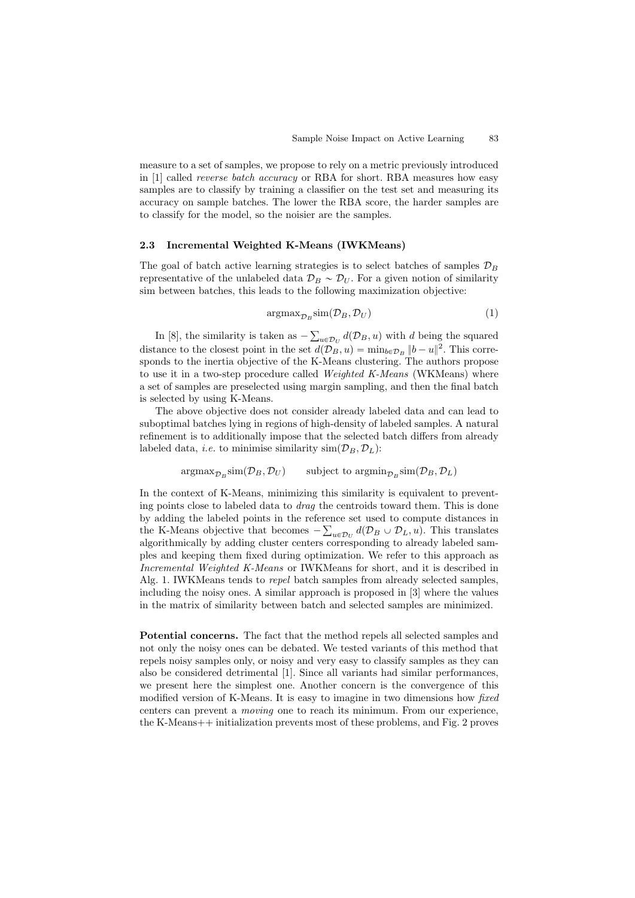measure to a set of samples, we propose to rely on a metric previously introduced in [1] called *reverse batch accuracy* or RBA for short. RBA measures how easy samples are to classify by training a classifier on the test set and measuring its accuracy on sample batches. The lower the RBA score, the harder samples are to classify for the model, so the noisier are the samples.

### 2.3 Incremental Weighted K-Means (IWKMeans)

The goal of batch active learning strategies is to select batches of samples $\mathcal{D}_B$ representative of the unlabeled data $\mathcal{D}_B \sim \mathcal{D}_U$. For a given notion of similarity sim between batches, this leads to the following maximization objective:

$$\text{argmax}_{\mathcal{D}_B} \text{sim}(\mathcal{D}_B, \mathcal{D}_U) \tag{1}$$

In [8], the similarity is taken as $-\sum_{u \in \mathcal{D}_U} d(\mathcal{D}_B, u)$ with $d$ being the squared distance to the closest point in the set $d(\mathcal{D}_B, u) = \min_{b \in \mathcal{D}_B} \|b - u\|^2$. This corresponds to the inertia objective of the K-Means clustering. The authors propose to use it in a two-step procedure called *Weighted K-Means* (WKMeans) where a set of samples are preselected using margin sampling, and then the final batch is selected by using K-Means.

The above objective does not consider already labeled data and can lead to suboptimal batches lying in regions of high-density of labeled samples. A natural refinement is to additionally impose that the selected batch differs from already labeled data, *i.e.* to minimise similarity $\text{sim}(\mathcal{D}_B, \mathcal{D}_L)$:

$$\text{argmax}_{\mathcal{D}_B} \text{sim}(\mathcal{D}_B, \mathcal{D}_U) \qquad \text{subject to } \text{argmin}_{\mathcal{D}_B} \text{sim}(\mathcal{D}_B, \mathcal{D}_L)$$

In the context of K-Means, minimizing this similarity is equivalent to preventing points close to labeled data to *drag* the centroids toward them. This is done by adding the labeled points in the reference set used to compute distances in the K-Means objective that becomes $-\sum_{u \in \mathcal{D}_U} d(\mathcal{D}_B \cup \mathcal{D}_L, u)$. This translates algorithmically by adding cluster centers corresponding to already labeled samples and keeping them fixed during optimization. We refer to this approach as *Incremental Weighted K-Means* or IWKMeans for short, and it is described in Alg. 1. IWKMeans tends to *repel* batch samples from already selected samples, including the noisy ones. A similar approach is proposed in [3] where the values in the matrix of similarity between batch and selected samples are minimized.

**Potential concerns.** The fact that the method repels all selected samples and not only the noisy ones can be debated. We tested variants of this method that repels noisy samples only, or noisy and very easy to classify samples as they can also be considered detrimental [1]. Since all variants had similar performances, we present here the simplest one. Another concern is the convergence of this modified version of K-Means. It is easy to imagine in two dimensions how *fixed* centers can prevent a *moving* one to reach its minimum. From our experience, the K-Means++ initialization prevents most of these problems, and Fig. 2 proves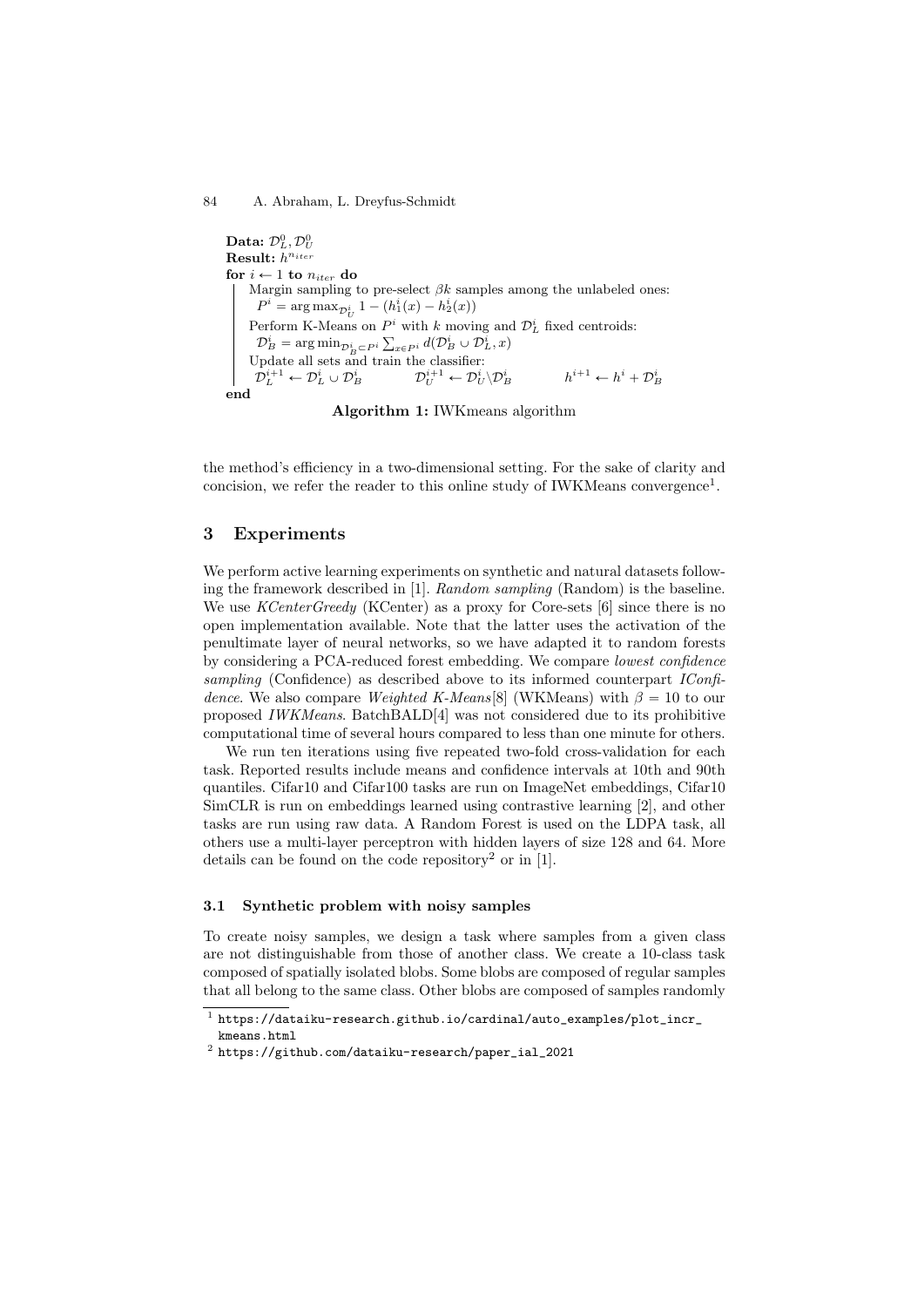**Data:** $\mathcal{D}_L^0, \mathcal{D}_U^0$
**Result:** $h^{n_{iter}}$
**for** $i \leftarrow 1$ **to** $n_{iter}$ **do**

  Margin sampling to pre-select $\beta k$ samples among the unlabeled ones:
  $P^i = \arg\max_{\mathcal{D}_U^i} 1 - (h_1^i(x) - h_2^i(x))$
  Perform K-Means on $P^i$ with $k$ moving and $\mathcal{D}_L^i$ fixed centroids:
  $\mathcal{D}_B^i = \arg\min_{\mathcal{D}_B^i \subset P^i} \sum_{x \in P^i} d(\mathcal{D}_B^i \cup \mathcal{D}_L^i, x)$
  Update all sets and train the classifier:
  $\mathcal{D}_L^{i+1} \leftarrow \mathcal{D}_L^i \cup \mathcal{D}_B^i \qquad \mathcal{D}_U^{i+1} \leftarrow \mathcal{D}_U^i \backslash \mathcal{D}_B^i \qquad h^{i+1} \leftarrow h^i + \mathcal{D}_B^i$

**end**

**Algorithm 1:** IWKmeans algorithm

the method's efficiency in a two-dimensional setting. For the sake of clarity and concision, we refer the reader to this online study of IWKMeans convergence[1].

## 3 Experiments

We perform active learning experiments on synthetic and natural datasets following the framework described in [1]. *Random sampling* (Random) is the baseline. We use *KCenterGreedy* (KCenter) as a proxy for Core-sets [6] since there is no open implementation available. Note that the latter uses the activation of the penultimate layer of neural networks, so we have adapted it to random forests by considering a PCA-reduced forest embedding. We compare *lowest confidence sampling* (Confidence) as described above to its informed counterpart *IConfidence*. We also compare *Weighted K-Means*[8] (WKMeans) with $\beta = 10$ to our proposed *IWKMeans*. BatchBALD[4] was not considered due to its prohibitive computational time of several hours compared to less than one minute for others.

We run ten iterations using five repeated two-fold cross-validation for each task. Reported results include means and confidence intervals at 10th and 90th quantiles. Cifar10 and Cifar100 tasks are run on ImageNet embeddings, Cifar10 SimCLR is run on embeddings learned using contrastive learning [2], and other tasks are run using raw data. A Random Forest is used on the LDPA task, all others use a multi-layer perceptron with hidden layers of size 128 and 64. More details can be found on the code repository[2] or in [1].

### 3.1 Synthetic problem with noisy samples

To create noisy samples, we design a task where samples from a given class are not distinguishable from those of another class. We create a 10-class task composed of spatially isolated blobs. Some blobs are composed of regular samples that all belong to the same class. Other blobs are composed of samples randomly

[1] https://dataiku-research.github.io/cardinal/auto_examples/plot_incr_kmeans.html

[2] https://github.com/dataiku-research/paper_ial_2021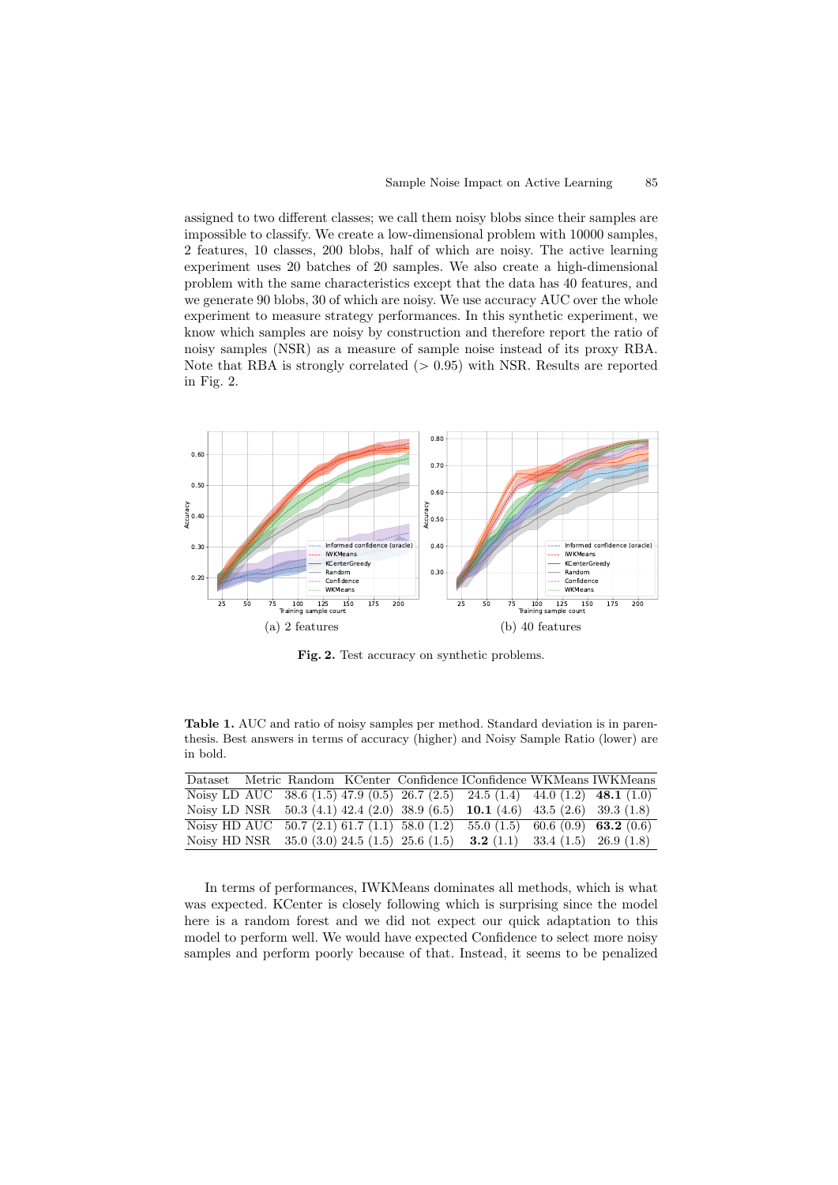assigned to two different classes; we call them noisy blobs since their samples are impossible to classify. We create a low-dimensional problem with 10000 samples, 2 features, 10 classes, 200 blobs, half of which are noisy. The active learning experiment uses 20 batches of 20 samples. We also create a high-dimensional problem with the same characteristics except that the data has 40 features, and we generate 90 blobs, 30 of which are noisy. We use accuracy AUC over the whole experiment to measure strategy performances. In this synthetic experiment, we know which samples are noisy by construction and therefore report the ratio of noisy samples (NSR) as a measure of sample noise instead of its proxy RBA. Note that RBA is strongly correlated ($> 0.95$) with NSR. Results are reported in Fig. 2.

(a) 2 features

(b) 40 features

**Fig. 2.** Test accuracy on synthetic problems.

**Table 1.** AUC and ratio of noisy samples per method. Standard deviation is in parenthesis. Best answers in terms of accuracy (higher) and Noisy Sample Ratio (lower) are in bold.

| Dataset | Metric | Random | KCenter | Confidence | IConfidence | WKMeans | IWKMeans |
|---|---|---|---|---|---|---|---|
| Noisy LD | AUC | 38.6 (1.5) | 47.9 (0.5) | 26.7 (2.5) | 24.5 (1.4) | 44.0 (1.2) | **48.1** (1.0) |
| Noisy LD | NSR | 50.3 (4.1) | 42.4 (2.0) | 38.9 (6.5) | **10.1** (4.6) | 43.5 (2.6) | 39.3 (1.8) |
| Noisy HD | AUC | 50.7 (2.1) | 61.7 (1.1) | 58.0 (1.2) | 55.0 (1.5) | 60.6 (0.9) | **63.2** (0.6) |
| Noisy HD | NSR | 35.0 (3.0) | 24.5 (1.5) | 25.6 (1.5) | **3.2** (1.1) | 33.4 (1.5) | 26.9 (1.8) |

In terms of performances, IWKMeans dominates all methods, which is what was expected. KCenter is closely following which is surprising since the model here is a random forest and we did not expect our quick adaptation to this model to perform well. We would have expected Confidence to select more noisy samples and perform poorly because of that. Instead, it seems to be penalized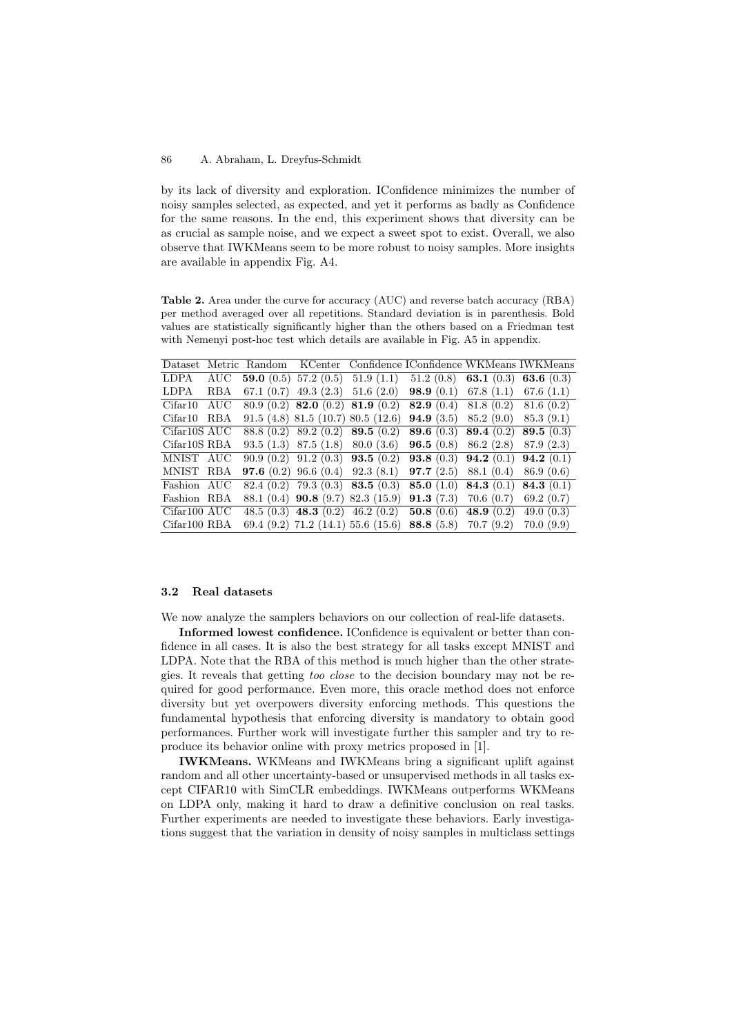by its lack of diversity and exploration. IConfidence minimizes the number of noisy samples selected, as expected, and yet it performs as badly as Confidence for the same reasons. In the end, this experiment shows that diversity can be as crucial as sample noise, and we expect a sweet spot to exist. Overall, we also observe that IWKMeans seem to be more robust to noisy samples. More insights are available in appendix Fig. A4.

**Table 2.** Area under the curve for accuracy (AUC) and reverse batch accuracy (RBA) per method averaged over all repetitions. Standard deviation is in parenthesis. Bold values are statistically significantly higher than the others based on a Friedman test with Nemenyi post-hoc test which details are available in Fig. A5 in appendix.

| Dataset | Metric | Random | KCenter | Confidence | IConfidence | WKMeans | IWKMeans |
|---|---|---|---|---|---|---|---|
| LDPA | AUC | **59.0** (0.5) | 57.2 (0.5) | 51.9 (1.1) | 51.2 (0.8) | **63.1** (0.3) | **63.6** (0.3) |
| LDPA | RBA | 67.1 (0.7) | 49.3 (2.3) | 51.6 (2.0) | **98.9** (0.1) | 67.8 (1.1) | 67.6 (1.1) |
| Cifar10 | AUC | 80.9 (0.2) | **82.0** (0.2) | **81.9** (0.2) | **82.9** (0.4) | 81.8 (0.2) | 81.6 (0.2) |
| Cifar10 | RBA | 91.5 (4.8) | 81.5 (10.7) | 80.5 (12.6) | **94.9** (3.5) | 85.2 (9.0) | 85.3 (9.1) |
| Cifar10S | AUC | 88.8 (0.2) | 89.2 (0.2) | **89.5** (0.2) | **89.6** (0.3) | **89.4** (0.2) | **89.5** (0.3) |
| Cifar10S | RBA | 93.5 (1.3) | 87.5 (1.8) | 80.0 (3.6) | **96.5** (0.8) | 86.2 (2.8) | 87.9 (2.3) |
| MNIST | AUC | 90.9 (0.2) | 91.2 (0.3) | **93.5** (0.2) | **93.8** (0.3) | **94.2** (0.1) | **94.2** (0.1) |
| MNIST | RBA | **97.6** (0.2) | 96.6 (0.4) | 92.3 (8.1) | **97.7** (2.5) | 88.1 (0.4) | 86.9 (0.6) |
| Fashion | AUC | 82.4 (0.2) | 79.3 (0.3) | **83.5** (0.3) | **85.0** (1.0) | **84.3** (0.1) | **84.3** (0.1) |
| Fashion | RBA | 88.1 (0.4) | **90.8** (9.7) | 82.3 (15.9) | **91.3** (7.3) | 70.6 (0.7) | 69.2 (0.7) |
| Cifar100 | AUC | 48.5 (0.3) | **48.3** (0.2) | 46.2 (0.2) | **50.8** (0.6) | **48.9** (0.2) | 49.0 (0.3) |
| Cifar100 | RBA | 69.4 (9.2) | 71.2 (14.1) | 55.6 (15.6) | **88.8** (5.8) | 70.7 (9.2) | 70.0 (9.9) |

### 3.2 Real datasets

We now analyze the samplers behaviors on our collection of real-life datasets.

**Informed lowest confidence.** IConfidence is equivalent or better than confidence in all cases. It is also the best strategy for all tasks except MNIST and LDPA. Note that the RBA of this method is much higher than the other strategies. It reveals that getting *too close* to the decision boundary may not be required for good performance. Even more, this oracle method does not enforce diversity but yet overpowers diversity enforcing methods. This questions the fundamental hypothesis that enforcing diversity is mandatory to obtain good performances. Further work will investigate further this sampler and try to reproduce its behavior online with proxy metrics proposed in [1].

**IWKMeans.** WKMeans and IWKMeans bring a significant uplift against random and all other uncertainty-based or unsupervised methods in all tasks except CIFAR10 with SimCLR embeddings. IWKMeans outperforms WKMeans on LDPA only, making it hard to draw a definitive conclusion on real tasks. Further experiments are needed to investigate these behaviors. Early investigations suggest that the variation in density of noisy samples in multiclass settings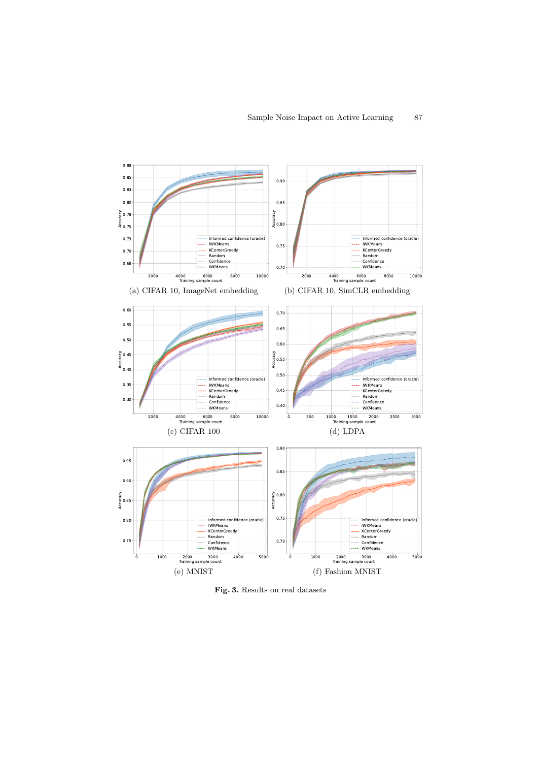(a) CIFAR 10, ImageNet embedding

(b) CIFAR 10, SimCLR embedding

(c) CIFAR 100

(d) LDPA

(e) MNIST

(f) Fashion MNIST

**Fig. 3.** Results on real datasets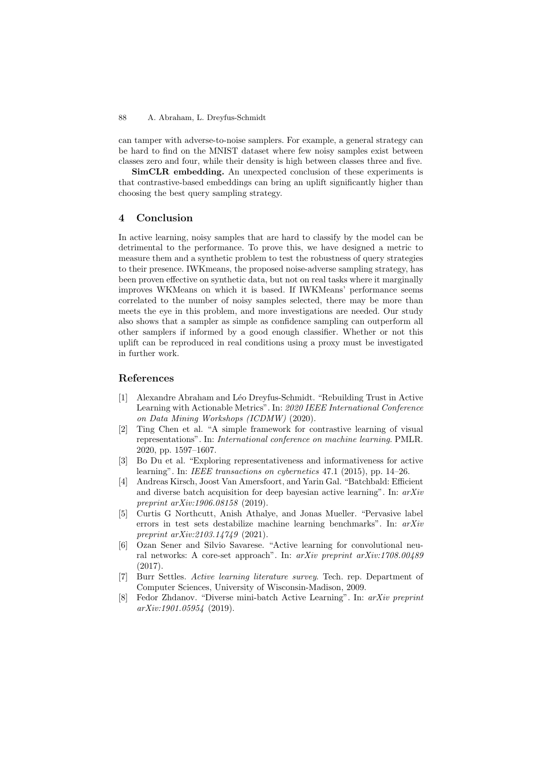can tamper with adverse-to-noise samplers. For example, a general strategy can be hard to find on the MNIST dataset where few noisy samples exist between classes zero and four, while their density is high between classes three and five.

**SimCLR embedding.** An unexpected conclusion of these experiments is that contrastive-based embeddings can bring an uplift significantly higher than choosing the best query sampling strategy.

## 4 Conclusion

In active learning, noisy samples that are hard to classify by the model can be detrimental to the performance. To prove this, we have designed a metric to measure them and a synthetic problem to test the robustness of query strategies to their presence. IWKmeans, the proposed noise-adverse sampling strategy, has been proven effective on synthetic data, but not on real tasks where it marginally improves WKMeans on which it is based. If IWKMeans' performance seems correlated to the number of noisy samples selected, there may be more than meets the eye in this problem, and more investigations are needed. Our study also shows that a sampler as simple as confidence sampling can outperform all other samplers if informed by a good enough classifier. Whether or not this uplift can be reproduced in real conditions using a proxy must be investigated in further work.

## References

[1] Alexandre Abraham and Léo Dreyfus-Schmidt. "Rebuilding Trust in Active Learning with Actionable Metrics". In: *2020 IEEE International Conference on Data Mining Workshops (ICDMW)* (2020).

[2] Ting Chen et al. "A simple framework for contrastive learning of visual representations". In: *International conference on machine learning*. PMLR. 2020, pp. 1597–1607.

[3] Bo Du et al. "Exploring representativeness and informativeness for active learning". In: *IEEE transactions on cybernetics* 47.1 (2015), pp. 14–26.

[4] Andreas Kirsch, Joost Van Amersfoort, and Yarin Gal. "Batchbald: Efficient and diverse batch acquisition for deep bayesian active learning". In: *arXiv preprint arXiv:1906.08158* (2019).

[5] Curtis G Northcutt, Anish Athalye, and Jonas Mueller. "Pervasive label errors in test sets destabilize machine learning benchmarks". In: *arXiv preprint arXiv:2103.14749* (2021).

[6] Ozan Sener and Silvio Savarese. "Active learning for convolutional neural networks: A core-set approach". In: *arXiv preprint arXiv:1708.00489* (2017).

[7] Burr Settles. *Active learning literature survey*. Tech. rep. Department of Computer Sciences, University of Wisconsin-Madison, 2009.

[8] Fedor Zhdanov. "Diverse mini-batch Active Learning". In: *arXiv preprint arXiv:1901.05954* (2019).